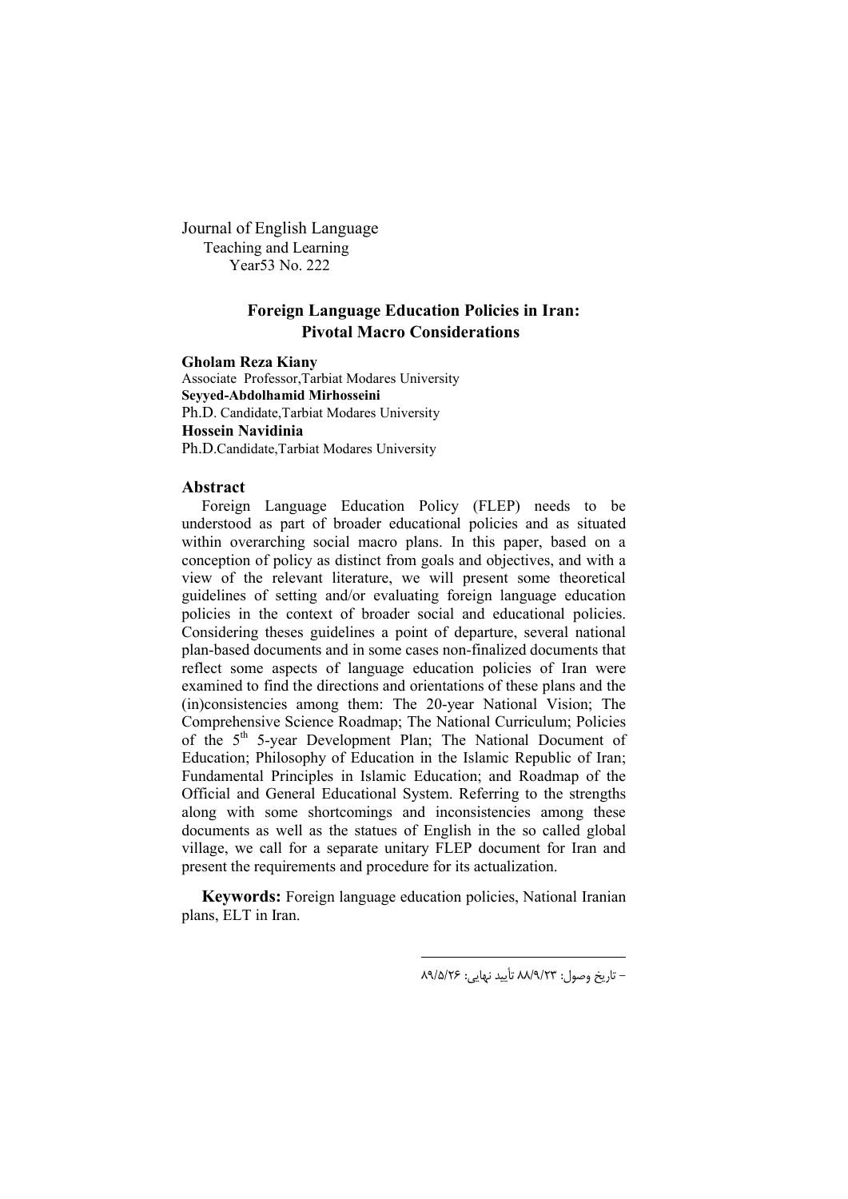Journal of English Language
Teaching and Learning
Year53 No. 222

# Foreign Language Education Policies in Iran: Pivotal Macro Considerations

**Gholam Reza Kiany**
Associate Professor,Tarbiat Modares University
**Seyyed-Abdolhamid Mirhosseini**
Ph.D. Candidate,Tarbiat Modares University
**Hossein Navidinia**
Ph.D.Candidate,Tarbiat Modares University

## Abstract

Foreign Language Education Policy (FLEP) needs to be understood as part of broader educational policies and as situated within overarching social macro plans. In this paper, based on a conception of policy as distinct from goals and objectives, and with a view of the relevant literature, we will present some theoretical guidelines of setting and/or evaluating foreign language education policies in the context of broader social and educational policies. Considering theses guidelines a point of departure, several national plan-based documents and in some cases non-finalized documents that reflect some aspects of language education policies of Iran were examined to find the directions and orientations of these plans and the (in)consistencies among them: The 20-year National Vision; The Comprehensive Science Roadmap; The National Curriculum; Policies of the 5th 5-year Development Plan; The National Document of Education; Philosophy of Education in the Islamic Republic of Iran; Fundamental Principles in Islamic Education; and Roadmap of the Official and General Educational System. Referring to the strengths along with some shortcomings and inconsistencies among these documents as well as the statues of English in the so called global village, we call for a separate unitary FLEP document for Iran and present the requirements and procedure for its actualization.

**Keywords:** Foreign language education policies, National Iranian plans, ELT in Iran.

– تاریخ وصول: ۸۸/۹/۲۳ تأیید نهایی: ۸۹/۵/۲۶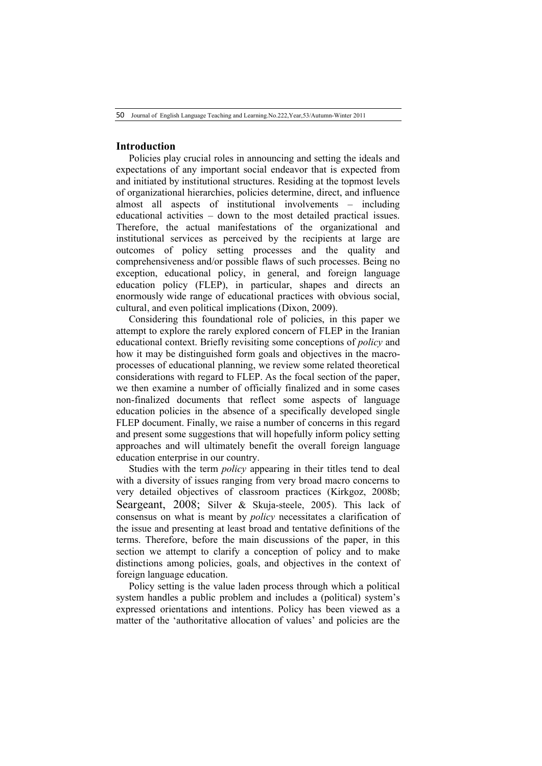## Introduction

Policies play crucial roles in announcing and setting the ideals and expectations of any important social endeavor that is expected from and initiated by institutional structures. Residing at the topmost levels of organizational hierarchies, policies determine, direct, and influence almost all aspects of institutional involvements – including educational activities – down to the most detailed practical issues. Therefore, the actual manifestations of the organizational and institutional services as perceived by the recipients at large are outcomes of policy setting processes and the quality and comprehensiveness and/or possible flaws of such processes. Being no exception, educational policy, in general, and foreign language education policy (FLEP), in particular, shapes and directs an enormously wide range of educational practices with obvious social, cultural, and even political implications (Dixon, 2009).

Considering this foundational role of policies, in this paper we attempt to explore the rarely explored concern of FLEP in the Iranian educational context. Briefly revisiting some conceptions of *policy* and how it may be distinguished form goals and objectives in the macro-processes of educational planning, we review some related theoretical considerations with regard to FLEP. As the focal section of the paper, we then examine a number of officially finalized and in some cases non-finalized documents that reflect some aspects of language education policies in the absence of a specifically developed single FLEP document. Finally, we raise a number of concerns in this regard and present some suggestions that will hopefully inform policy setting approaches and will ultimately benefit the overall foreign language education enterprise in our country.

Studies with the term *policy* appearing in their titles tend to deal with a diversity of issues ranging from very broad macro concerns to very detailed objectives of classroom practices (Kirkgoz, 2008b; Seargeant, 2008; Silver & Skuja-steele, 2005). This lack of consensus on what is meant by *policy* necessitates a clarification of the issue and presenting at least broad and tentative definitions of the terms. Therefore, before the main discussions of the paper, in this section we attempt to clarify a conception of policy and to make distinctions among policies, goals, and objectives in the context of foreign language education.

Policy setting is the value laden process through which a political system handles a public problem and includes a (political) system's expressed orientations and intentions. Policy has been viewed as a matter of the 'authoritative allocation of values' and policies are the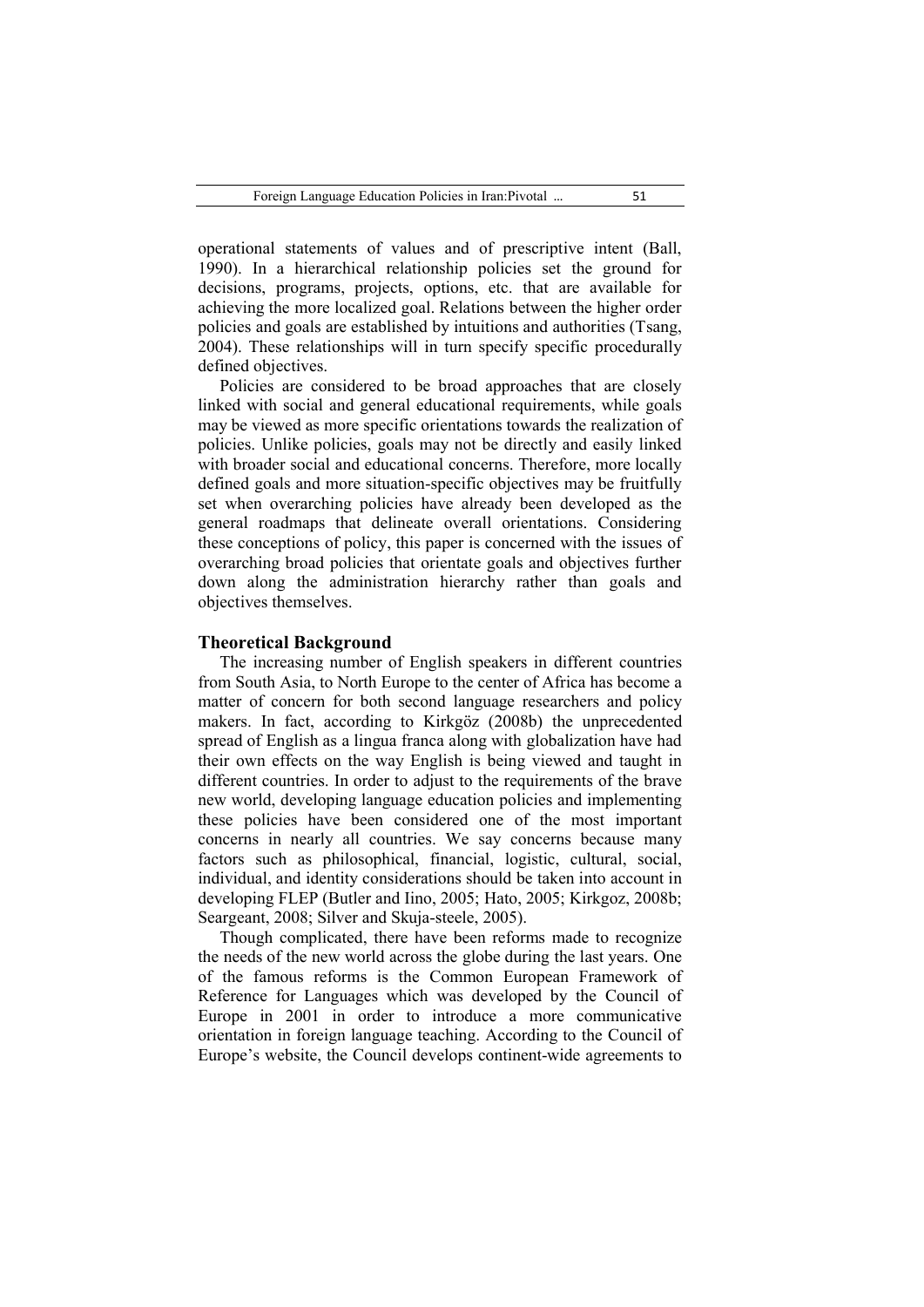operational statements of values and of prescriptive intent (Ball, 1990). In a hierarchical relationship policies set the ground for decisions, programs, projects, options, etc. that are available for achieving the more localized goal. Relations between the higher order policies and goals are established by intuitions and authorities (Tsang, 2004). These relationships will in turn specify specific procedurally defined objectives.

Policies are considered to be broad approaches that are closely linked with social and general educational requirements, while goals may be viewed as more specific orientations towards the realization of policies. Unlike policies, goals may not be directly and easily linked with broader social and educational concerns. Therefore, more locally defined goals and more situation-specific objectives may be fruitfully set when overarching policies have already been developed as the general roadmaps that delineate overall orientations. Considering these conceptions of policy, this paper is concerned with the issues of overarching broad policies that orientate goals and objectives further down along the administration hierarchy rather than goals and objectives themselves.

## Theoretical Background

The increasing number of English speakers in different countries from South Asia, to North Europe to the center of Africa has become a matter of concern for both second language researchers and policy makers. In fact, according to Kirkgöz (2008b) the unprecedented spread of English as a lingua franca along with globalization have had their own effects on the way English is being viewed and taught in different countries. In order to adjust to the requirements of the brave new world, developing language education policies and implementing these policies have been considered one of the most important concerns in nearly all countries. We say concerns because many factors such as philosophical, financial, logistic, cultural, social, individual, and identity considerations should be taken into account in developing FLEP (Butler and Iino, 2005; Hato, 2005; Kirkgoz, 2008b; Seargeant, 2008; Silver and Skuja-steele, 2005).

Though complicated, there have been reforms made to recognize the needs of the new world across the globe during the last years. One of the famous reforms is the Common European Framework of Reference for Languages which was developed by the Council of Europe in 2001 in order to introduce a more communicative orientation in foreign language teaching. According to the Council of Europe's website, the Council develops continent-wide agreements to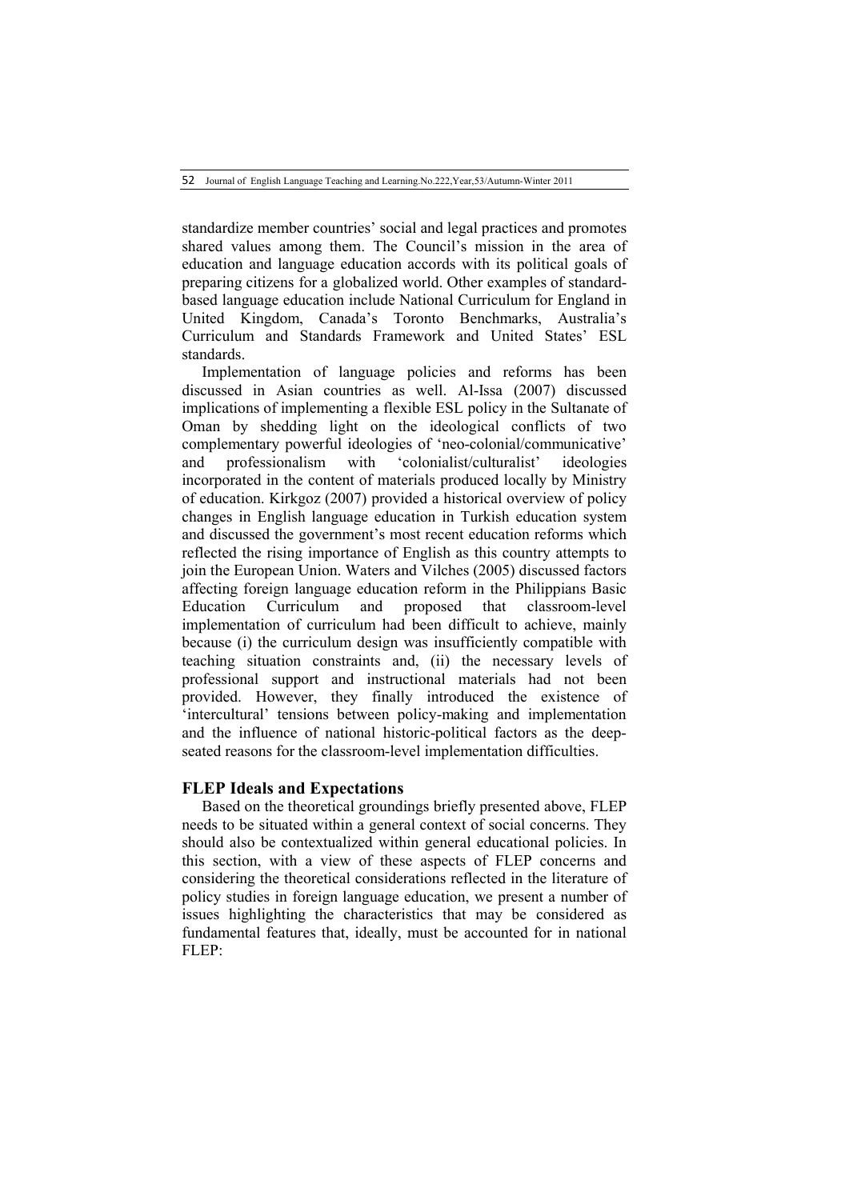standardize member countries' social and legal practices and promotes shared values among them. The Council's mission in the area of education and language education accords with its political goals of preparing citizens for a globalized world. Other examples of standard-based language education include National Curriculum for England in United Kingdom, Canada's Toronto Benchmarks, Australia's Curriculum and Standards Framework and United States' ESL standards.

Implementation of language policies and reforms has been discussed in Asian countries as well. Al-Issa (2007) discussed implications of implementing a flexible ESL policy in the Sultanate of Oman by shedding light on the ideological conflicts of two complementary powerful ideologies of 'neo-colonial/communicative' and professionalism with 'colonialist/culturalist' ideologies incorporated in the content of materials produced locally by Ministry of education. Kirkgoz (2007) provided a historical overview of policy changes in English language education in Turkish education system and discussed the government's most recent education reforms which reflected the rising importance of English as this country attempts to join the European Union. Waters and Vilches (2005) discussed factors affecting foreign language education reform in the Philippians Basic Education Curriculum and proposed that classroom-level implementation of curriculum had been difficult to achieve, mainly because (i) the curriculum design was insufficiently compatible with teaching situation constraints and, (ii) the necessary levels of professional support and instructional materials had not been provided. However, they finally introduced the existence of 'intercultural' tensions between policy-making and implementation and the influence of national historic-political factors as the deep-seated reasons for the classroom-level implementation difficulties.

## FLEP Ideals and Expectations

Based on the theoretical groundings briefly presented above, FLEP needs to be situated within a general context of social concerns. They should also be contextualized within general educational policies. In this section, with a view of these aspects of FLEP concerns and considering the theoretical considerations reflected in the literature of policy studies in foreign language education, we present a number of issues highlighting the characteristics that may be considered as fundamental features that, ideally, must be accounted for in national FLEP: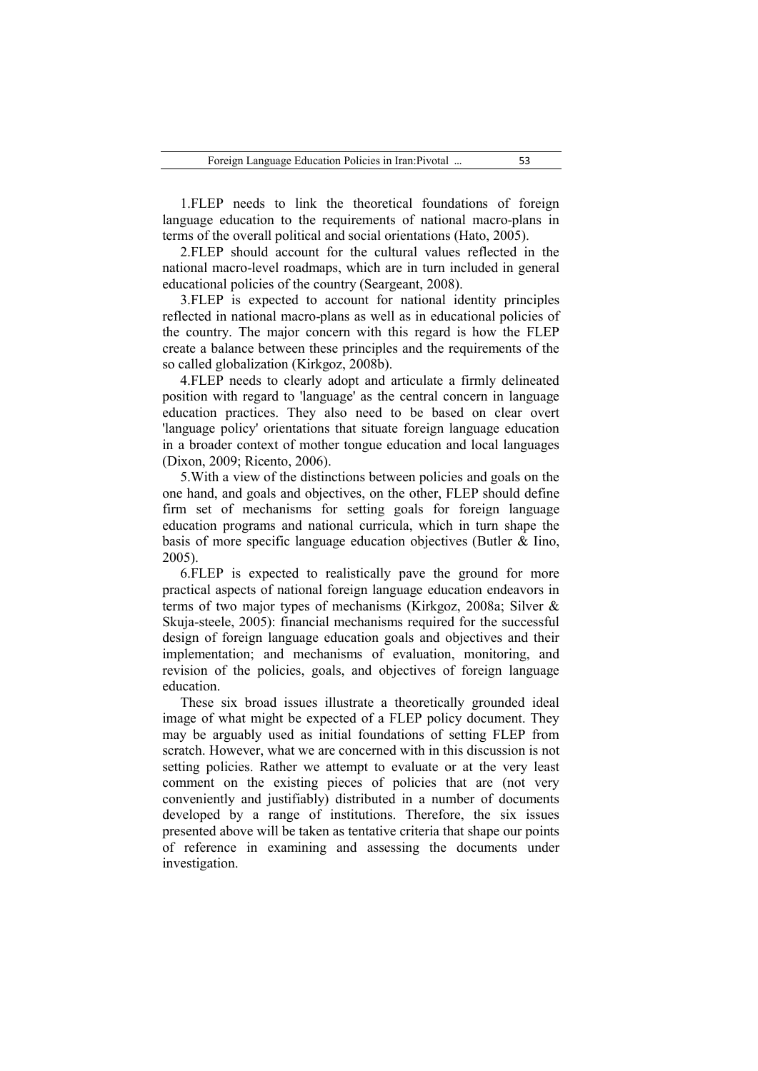1.FLEP needs to link the theoretical foundations of foreign language education to the requirements of national macro-plans in terms of the overall political and social orientations (Hato, 2005).

2.FLEP should account for the cultural values reflected in the national macro-level roadmaps, which are in turn included in general educational policies of the country (Seargeant, 2008).

3.FLEP is expected to account for national identity principles reflected in national macro-plans as well as in educational policies of the country. The major concern with this regard is how the FLEP create a balance between these principles and the requirements of the so called globalization (Kirkgoz, 2008b).

4.FLEP needs to clearly adopt and articulate a firmly delineated position with regard to 'language' as the central concern in language education practices. They also need to be based on clear overt 'language policy' orientations that situate foreign language education in a broader context of mother tongue education and local languages (Dixon, 2009; Ricento, 2006).

5.With a view of the distinctions between policies and goals on the one hand, and goals and objectives, on the other, FLEP should define firm set of mechanisms for setting goals for foreign language education programs and national curricula, which in turn shape the basis of more specific language education objectives (Butler & Iino, 2005).

6.FLEP is expected to realistically pave the ground for more practical aspects of national foreign language education endeavors in terms of two major types of mechanisms (Kirkgoz, 2008a; Silver & Skuja-steele, 2005): financial mechanisms required for the successful design of foreign language education goals and objectives and their implementation; and mechanisms of evaluation, monitoring, and revision of the policies, goals, and objectives of foreign language education.

These six broad issues illustrate a theoretically grounded ideal image of what might be expected of a FLEP policy document. They may be arguably used as initial foundations of setting FLEP from scratch. However, what we are concerned with in this discussion is not setting policies. Rather we attempt to evaluate or at the very least comment on the existing pieces of policies that are (not very conveniently and justifiably) distributed in a number of documents developed by a range of institutions. Therefore, the six issues presented above will be taken as tentative criteria that shape our points of reference in examining and assessing the documents under investigation.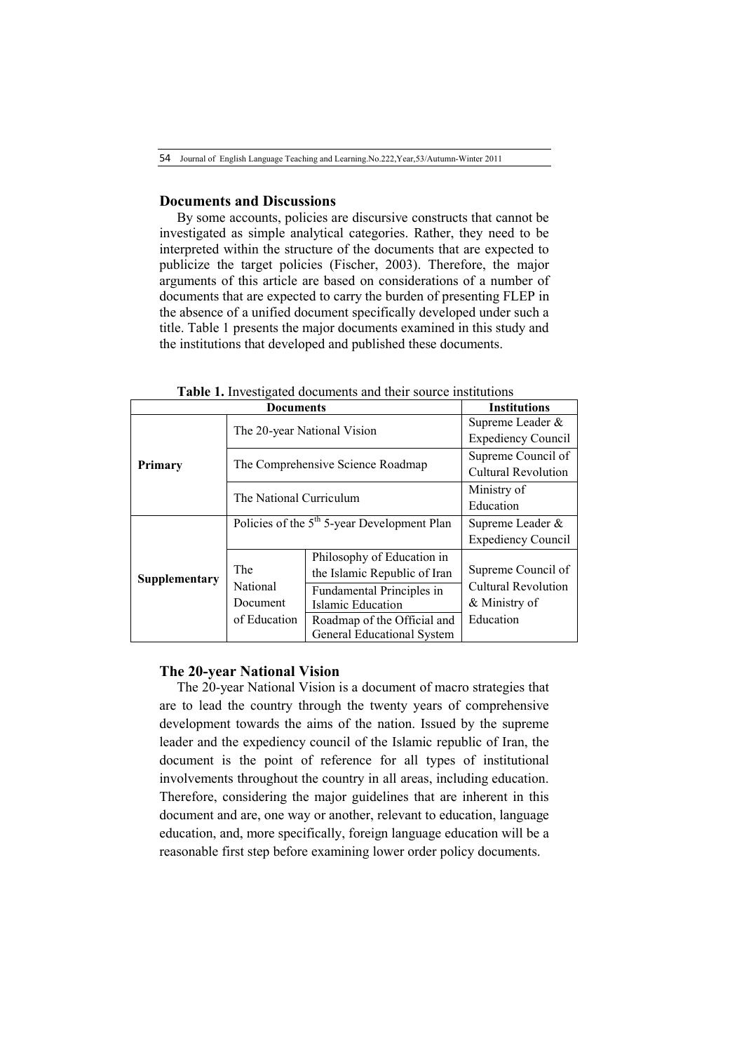## Documents and Discussions

By some accounts, policies are discursive constructs that cannot be investigated as simple analytical categories. Rather, they need to be interpreted within the structure of the documents that are expected to publicize the target policies (Fischer, 2003). Therefore, the major arguments of this article are based on considerations of a number of documents that are expected to carry the burden of presenting FLEP in the absence of a unified document specifically developed under such a title. Table 1 presents the major documents examined in this study and the institutions that developed and published these documents.

**Table 1.** Investigated documents and their source institutions

| Documents | | | Institutions |
|---|---|---|---|
| **Primary** | The 20-year National Vision | | Supreme Leader & Expediency Council |
| | The Comprehensive Science Roadmap | | Supreme Council of Cultural Revolution |
| | The National Curriculum | | Ministry of Education |
| **Supplementary** | Policies of the 5th 5-year Development Plan | | Supreme Leader & Expediency Council |
| | The National Document of Education | Philosophy of Education in the Islamic Republic of Iran | Supreme Council of Cultural Revolution & Ministry of Education |
| | | Fundamental Principles in Islamic Education | |
| | | Roadmap of the Official and General Educational System | |

## The 20-year National Vision

The 20-year National Vision is a document of macro strategies that are to lead the country through the twenty years of comprehensive development towards the aims of the nation. Issued by the supreme leader and the expediency council of the Islamic republic of Iran, the document is the point of reference for all types of institutional involvements throughout the country in all areas, including education. Therefore, considering the major guidelines that are inherent in this document and are, one way or another, relevant to education, language education, and, more specifically, foreign language education will be a reasonable first step before examining lower order policy documents.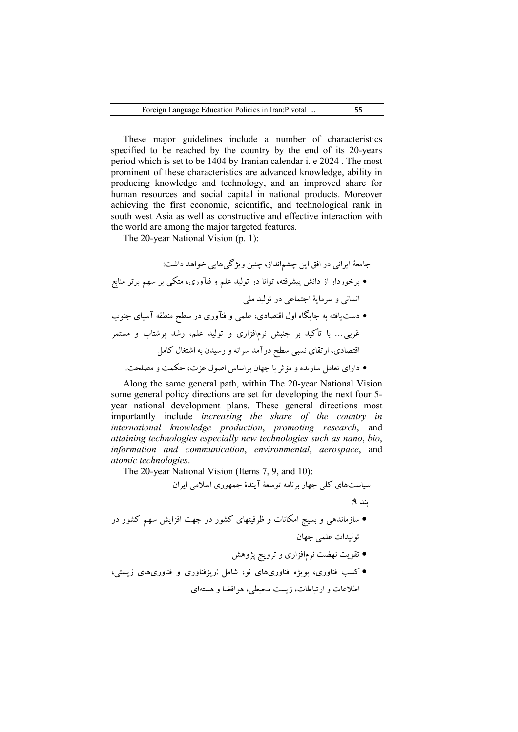These major guidelines include a number of characteristics specified to be reached by the country by the end of its 20-years period which is set to be 1404 by Iranian calendar i. e 2024 . The most prominent of these characteristics are advanced knowledge, ability in producing knowledge and technology, and an improved share for human resources and social capital in national products. Moreover achieving the first economic, scientific, and technological rank in south west Asia as well as constructive and effective interaction with the world are among the major targeted features.

The 20-year National Vision (p. 1):

جامعهٔ ایرانی در افق این چشم‌انداز، چنین ویژگی‌هایی خواهد داشت:

- برخوردار از دانش پیشرفته، توانا در تولید علم و فنآوری، متکی بر سهم برتر منابع انسانی و سرمایهٔ اجتماعی در تولید ملی
- دست‌یافته به جایگاه اول اقتصادی، علمی و فنآوری در سطح منطقه آسیای جنوب غربی... با تأکید بر جنبش نرم‌افزاری و تولید علم، رشد پرشتاب و مستمر اقتصادی، ارتقای نسبی سطح درآمد سرانه و رسیدن به اشتغال کامل
- دارای تعامل سازنده و مؤثر با جهان براساس اصول عزت، حکمت و مصلحت.

Along the same general path, within The 20-year National Vision some general policy directions are set for developing the next four 5-year national development plans. These general directions most importantly include *increasing the share of the country in international knowledge production*, *promoting research*, and *attaining technologies especially new technologies such as nano*, *bio*, *information and communication*, *environmental*, *aerospace*, and *atomic technologies*.

The 20-year National Vision (Items 7, 9, and 10):

سیاست‌های کلی چهار برنامه توسعهٔ آیندهٔ جمهوری اسلامی ایران

بند ۹:

- سازماندهی و بسیج امکانات و ظرفیتهای کشور در جهت افزایش سهم کشور در تولیدات علمی جهان
- تقویت نهضت نرم‌افزاری و ترویج پژوهش
- کسب فناوری، بویژه فناوری‌های نو، شامل :ریزفناوری و فناوری‌های زیستی، اطلاعات و ارتباطات، زیست محیطی، هوافضا و هسته‌ای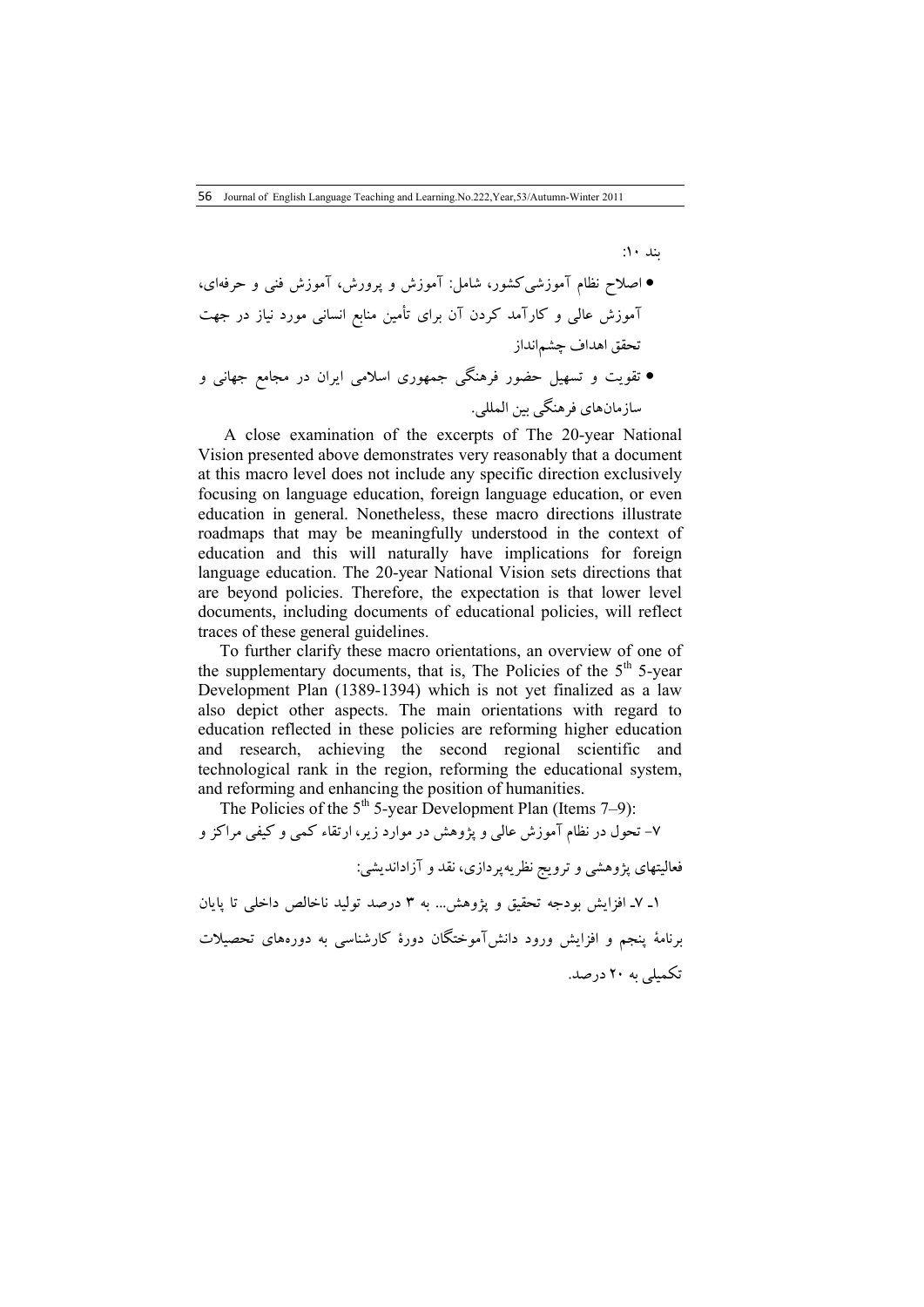بند ۱۰:

- اصلاح نظام آموزشی‌کشور، شامل: آموزش و پرورش، آموزش فنی و حرفه‌ای، آموزش عالی و کارآمد کردن آن برای تأمین منابع انسانی مورد نیاز در جهت تحقق اهداف چشم‌انداز
- تقویت و تسهیل حضور فرهنگی جمهوری اسلامی ایران در مجامع جهانی و سازمان‌های فرهنگی بین المللی.

A close examination of the excerpts of The 20-year National Vision presented above demonstrates very reasonably that a document at this macro level does not include any specific direction exclusively focusing on language education, foreign language education, or even education in general. Nonetheless, these macro directions illustrate roadmaps that may be meaningfully understood in the context of education and this will naturally have implications for foreign language education. The 20-year National Vision sets directions that are beyond policies. Therefore, the expectation is that lower level documents, including documents of educational policies, will reflect traces of these general guidelines.

To further clarify these macro orientations, an overview of one of the supplementary documents, that is, The Policies of the 5th 5-year Development Plan (1389-1394) which is not yet finalized as a law also depict other aspects. The main orientations with regard to education reflected in these policies are reforming higher education and research, achieving the second regional scientific and technological rank in the region, reforming the educational system, and reforming and enhancing the position of humanities.

The Policies of the 5th 5-year Development Plan (Items 7–9):

۷- تحول در نظام آموزش عالی و پژوهش در موارد زیر، ارتقاء کمی و کیفی مراکز و فعالیتهای پژوهشی و ترویج نظریه‌پردازی، نقد و آزاداندیشی:

۱ـ ۷ـ افزایش بودجه تحقیق و پژوهش... به ۳ درصد تولید ناخالص داخلی تا پایان برنامهٔ پنجم و افزایش ورود دانش‌آموختگان دورهٔ کارشناسی به دوره‌های تحصیلات تکمیلی به ۲۰ درصد.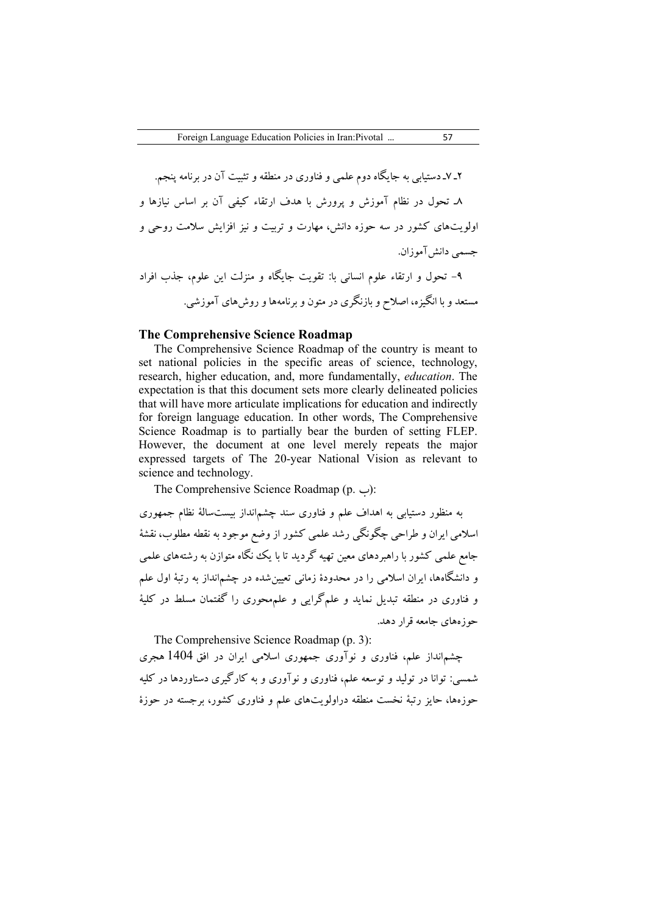۲ـ ۷ـ دستیابی به جایگاه دوم علمی و فناوری در منطقه و تثبیت آن در برنامه پنجم.

۸ـ تحول در نظام آموزش و پرورش با هدف ارتقاء کیفی آن بر اساس نیازها و اولویت‌های کشور در سه حوزه دانش، مهارت و تربیت و نیز افزایش سلامت روحی و جسمی دانش‌آموزان.

۹- تحول و ارتقاء علوم انسانی با: تقویت جایگاه و منزلت این علوم، جذب افراد مستعد و با انگیزه، اصلاح و بازنگری در متون و برنامه‌ها و روش‌های آموزشی.

## The Comprehensive Science Roadmap

The Comprehensive Science Roadmap of the country is meant to set national policies in the specific areas of science, technology, research, higher education, and, more fundamentally, *education*. The expectation is that this document sets more clearly delineated policies that will have more articulate implications for education and indirectly for foreign language education. In other words, The Comprehensive Science Roadmap is to partially bear the burden of setting FLEP. However, the document at one level merely repeats the major expressed targets of The 20-year National Vision as relevant to science and technology.

The Comprehensive Science Roadmap (p. ب):

به منظور دستیابی به اهداف علم و فناوری سند چشم‌انداز بیست‌سالهٔ نظام جمهوری اسلامی ایران و طراحی چگونگی رشد علمی کشور از وضع موجود به نقطه مطلوب، نقشهٔ جامع علمی کشور با راهبردهای معین تهیه گردید تا با یک نگاه متوازن به رشته‌های علمی و دانشگاه‌ها، ایران اسلامی را در محدودهٔ زمانی تعیین‌شده در چشم‌انداز به رتبهٔ اول علم و فناوری در منطقه تبدیل نماید و علم‌گرایی و علم‌محوری را گفتمان مسلط در کلیهٔ حوزه‌های جامعه قرار دهد.

The Comprehensive Science Roadmap (p. 3):

چشم‌انداز علم، فناوری و نوآوری جمهوری اسلامی ایران در افق 1404 هجری شمسی: توانا در تولید و توسعه علم، فناوری و نوآوری و به کارگیری دستاوردها در کلیه حوزه‌ها، حایز رتبهٔ نخست منطقه دراولویت‌های علم و فناوری کشور، برجسته در حوزهٔ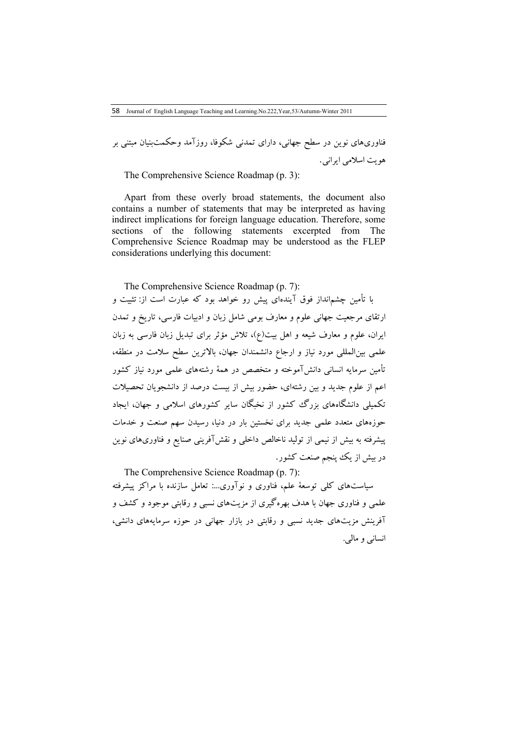فناوری‌های نوین در سطح جهانی، دارای تمدنی شکوفا، روزآمد وحکمت‌بنیان مبتنی بر هویت اسلامی ایرانی.

The Comprehensive Science Roadmap (p. 3):

Apart from these overly broad statements, the document also contains a number of statements that may be interpreted as having indirect implications for foreign language education. Therefore, some sections of the following statements excerpted from The Comprehensive Science Roadmap may be understood as the FLEP considerations underlying this document:

The Comprehensive Science Roadmap (p. 7):

با تأمین چشم‌انداز فوق آینده‌ای پیش رو خواهد بود که عبارت است از: تثبیت و ارتقای مرجعیت جهانی علوم و معارف بومی شامل زبان و ادبیات فارسی، تاریخ و تمدن ایران، علوم و معارف شیعه و اهل بیت(ع)، تلاش مؤثر برای تبدیل زبان فارسی به زبان علمی بین‌المللی مورد نیاز و ارجاع دانشمندان جهان، بالاترین سطح سلامت در منطقه، تأمین سرمایه انسانی دانش‌آموخته و متخصص در همهٔ رشته‌های علمی مورد نیاز کشور اعم از علوم جدید و بین رشته‌ای، حضور بیش از بیست درصد از دانشجویان تحصیلات تکمیلی دانشگاه‌های بزرگ کشور از نخبگان سایر کشورهای اسلامی و جهان، ایجاد حوزه‌های متعدد علمی جدید برای نخستین بار در دنیا، رسیدن سهم صنعت و خدمات پیشرفته به بیش از نیمی از تولید ناخالص داخلی و نقش‌آفرینی صنایع و فناوری‌های نوین در بیش از یک پنجم صنعت کشور.

The Comprehensive Science Roadmap (p. 7):

سیاست‌های کلی توسعهٔ علم، فناوری و نوآوری...: تعامل سازنده با مراکز پیشرفته علمی و فناوری جهان با هدف بهره‌گیری از مزیت‌های نسبی و رقابتی موجود و کشف و آفرینش مزیت‌های جدید نسبی و رقابتی در بازار جهانی در حوزه سرمایه‌های دانشی، انسانی و مالی.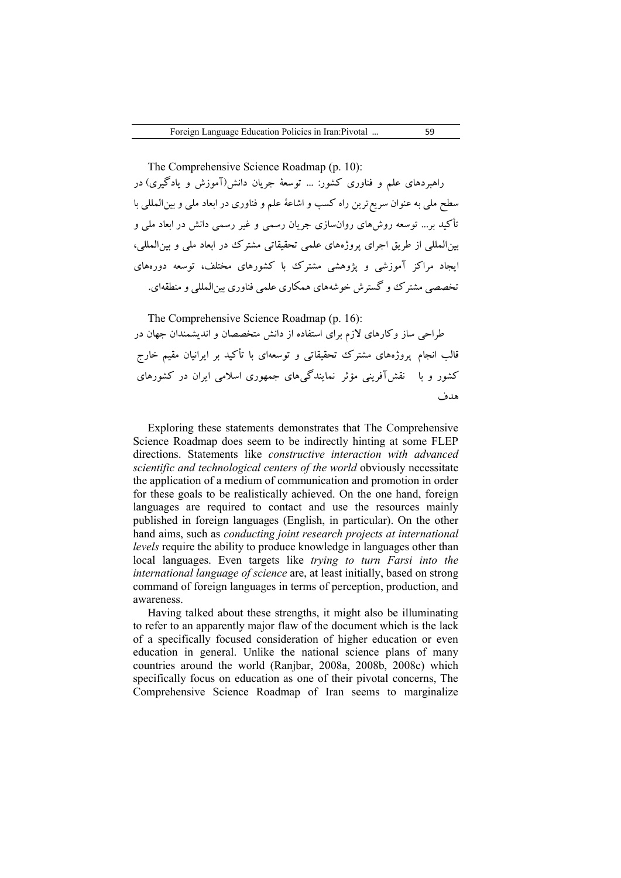The Comprehensive Science Roadmap (p. 10):

راهبردهای علم و فناوری کشور: ... توسعهٔ جریان دانش(آموزش و یادگیری) در سطح ملی به عنوان سریع‌ترین راه کسب و اشاعهٔ علم و فناوری در ابعاد ملی و بین‌المللی با تأکید بر... توسعه روش‌های روان‌سازی جریان رسمی و غیر رسمی دانش در ابعاد ملی و بین‌المللی از طریق اجرای پروژه‌های علمی تحقیقاتی مشترک در ابعاد ملی و بین‌المللی، ایجاد مراکز آموزشی و پژوهشی مشترک با کشورهای مختلف، توسعه دوره‌های تخصصی مشترک و گسترش خوشه‌های همکاری علمی فناوری بین‌المللی و منطقه‌ای.

The Comprehensive Science Roadmap (p. 16):

طراحی ساز وکارهای لازم برای استفاده از دانش متخصصان و اندیشمندان جهان در قالب انجام پروژه‌های مشترک تحقیقاتی و توسعه‌ای با تأکید بر ایرانیان مقیم خارج کشور و با نقش‌آفرینی مؤثر نمایندگی‌های جمهوری اسلامی ایران در کشورهای هدف

Exploring these statements demonstrates that The Comprehensive Science Roadmap does seem to be indirectly hinting at some FLEP directions. Statements like *constructive interaction with advanced scientific and technological centers of the world* obviously necessitate the application of a medium of communication and promotion in order for these goals to be realistically achieved. On the one hand, foreign languages are required to contact and use the resources mainly published in foreign languages (English, in particular). On the other hand aims, such as *conducting joint research projects at international levels* require the ability to produce knowledge in languages other than local languages. Even targets like *trying to turn Farsi into the international language of science* are, at least initially, based on strong command of foreign languages in terms of perception, production, and awareness.

Having talked about these strengths, it might also be illuminating to refer to an apparently major flaw of the document which is the lack of a specifically focused consideration of higher education or even education in general. Unlike the national science plans of many countries around the world (Ranjbar, 2008a, 2008b, 2008c) which specifically focus on education as one of their pivotal concerns, The Comprehensive Science Roadmap of Iran seems to marginalize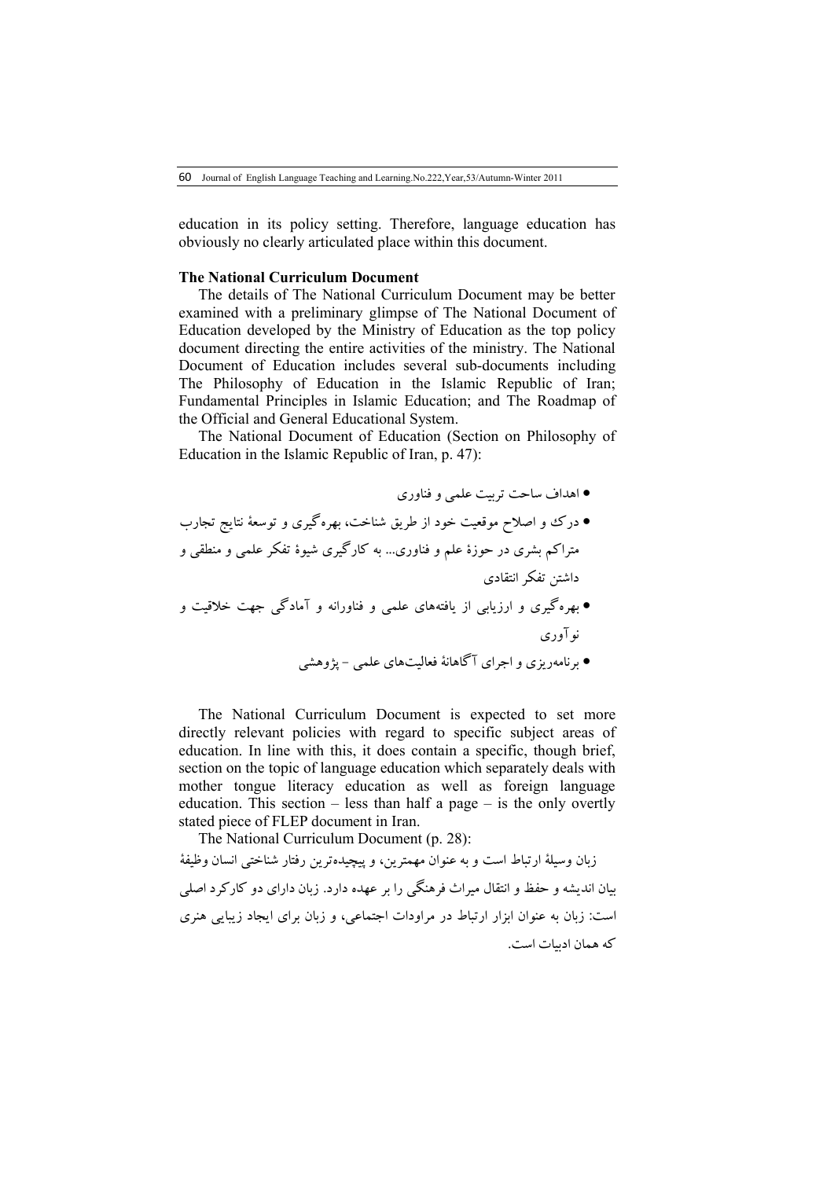education in its policy setting. Therefore, language education has obviously no clearly articulated place within this document.

### The National Curriculum Document

The details of The National Curriculum Document may be better examined with a preliminary glimpse of The National Document of Education developed by the Ministry of Education as the top policy document directing the entire activities of the ministry. The National Document of Education includes several sub-documents including The Philosophy of Education in the Islamic Republic of Iran; Fundamental Principles in Islamic Education; and The Roadmap of the Official and General Educational System.

The National Document of Education (Section on Philosophy of Education in the Islamic Republic of Iran, p. 47):

- اهداف ساحت تربیت علمی و فناوری
- درک و اصلاح موقعیت خود از طریق شناخت، بهره‌گیری و توسعهٔ نتایج تجارب متراکم بشری در حوزهٔ علم و فناوری... به کارگیری شیوهٔ تفکر علمی و منطقی و داشتن تفکر انتقادی
- بهره‌گیری و ارزیابی از یافته‌های علمی و فناورانه و آمادگی جهت خلاقیت و نوآوری
- برنامه‌ریزی و اجرای آگاهانهٔ فعالیت‌های علمی - پژوهشی

The National Curriculum Document is expected to set more directly relevant policies with regard to specific subject areas of education. In line with this, it does contain a specific, though brief, section on the topic of language education which separately deals with mother tongue literacy education as well as foreign language education. This section – less than half a page – is the only overtly stated piece of FLEP document in Iran.

The National Curriculum Document (p. 28):

زبان وسیلهٔ ارتباط است و به عنوان مهمترین، و پیچیده‌ترین رفتار شناختی انسان وظیفهٔ بیان اندیشه و حفظ و انتقال میراث فرهنگی را بر عهده دارد. زبان دارای دو کارکرد اصلی است: زبان به عنوان ابزار ارتباط در مراودات اجتماعی، و زبان برای ایجاد زیبایی هنری که همان ادبیات است.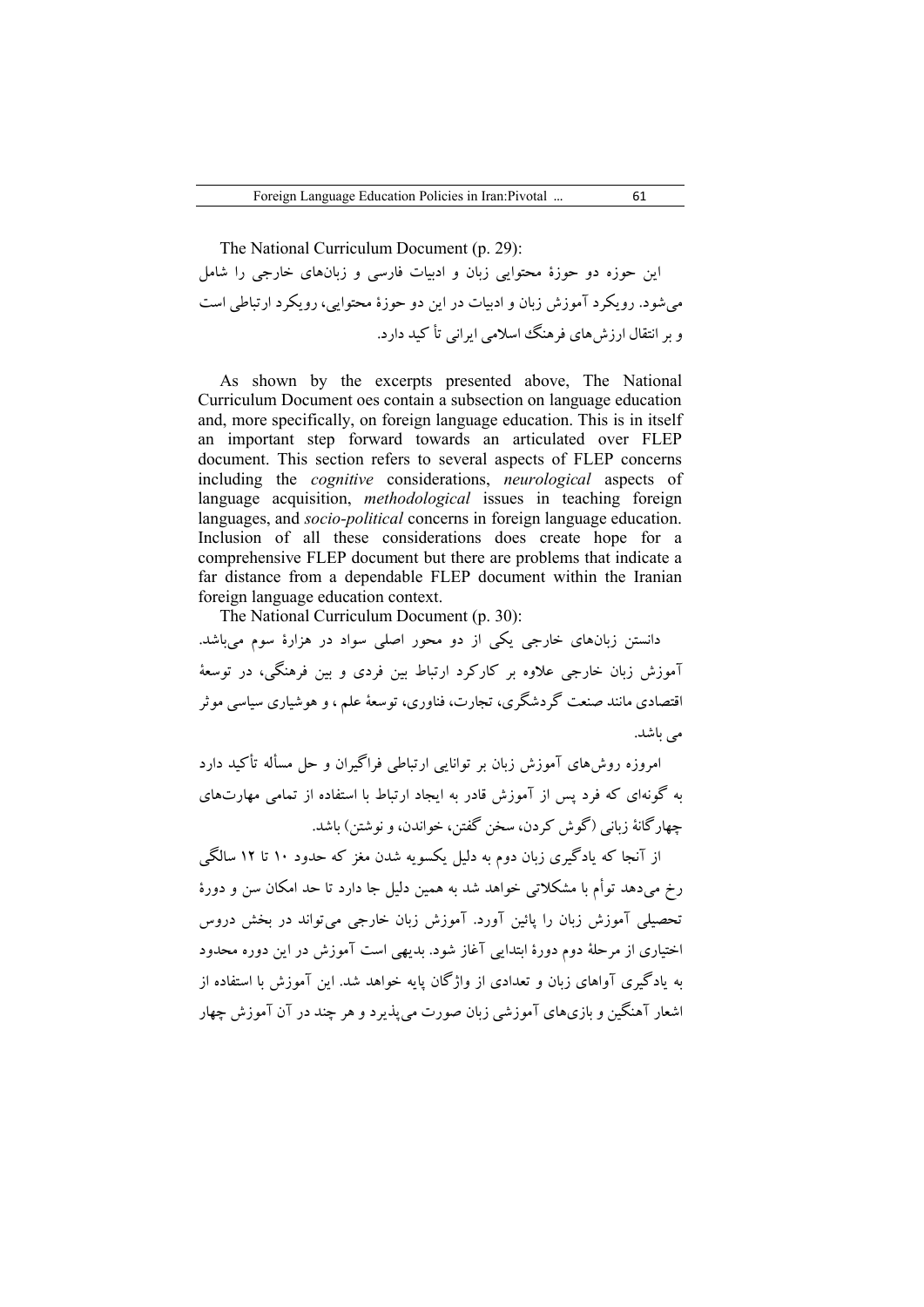The National Curriculum Document (p. 29):

این حوزه دو حوزهٔ محتوایی زبان و ادبیات فارسی و زبان‌های خارجی را شامل می‌شود. رویکرد آموزش زبان و ادبیات در این دو حوزهٔ محتوایی، رویکرد ارتباطی است و بر انتقال ارزش‌های فرهنگ اسلامی ایرانی تأکید دارد.

As shown by the excerpts presented above, The National Curriculum Document oes contain a subsection on language education and, more specifically, on foreign language education. This is in itself an important step forward towards an articulated over FLEP document. This section refers to several aspects of FLEP concerns including the *cognitive* considerations, *neurological* aspects of language acquisition, *methodological* issues in teaching foreign languages, and *socio-political* concerns in foreign language education. Inclusion of all these considerations does create hope for a comprehensive FLEP document but there are problems that indicate a far distance from a dependable FLEP document within the Iranian foreign language education context.

The National Curriculum Document (p. 30):

دانستن زبان‌های خارجی یکی از دو محور اصلی سواد در هزارهٔ سوم می‌باشد. آموزش زبان خارجی علاوه بر کارکرد ارتباط بین فردی و بین فرهنگی، در توسعهٔ اقتصادی مانند صنعت گردشگری، تجارت، فناوری، توسعهٔ علم ، و هوشیاری سیاسی موثر می باشد.

امروزه روش‌های آموزش زبان بر توانایی ارتباطی فراگیران و حل مسأله تأکید دارد به گونه‌ای که فرد پس از آموزش قادر به ایجاد ارتباط با استفاده از تمامی مهارت‌های چهارگانهٔ زبانی (گوش کردن، سخن گفتن، خواندن، و نوشتن) باشد.

از آنجا که یادگیری زبان دوم به دلیل یکسویه شدن مغز که حدود ۱۰ تا ۱۲ سالگی رخ می‌دهد توأم با مشکلاتی خواهد شد به همین دلیل جا دارد تا حد امکان سن و دورهٔ تحصیلی آموزش زبان را پائین آورد. آموزش زبان خارجی می‌تواند در بخش دروس اختیاری از مرحلهٔ دوم دورهٔ ابتدایی آغاز شود. بدیهی است آموزش در این دوره محدود به یادگیری آواهای زبان و تعدادی از واژگان پایه خواهد شد. این آموزش با استفاده از اشعار آهنگین و بازی‌های آموزشی زبان صورت می‌پذیرد و هر چند در آن آموزش چهار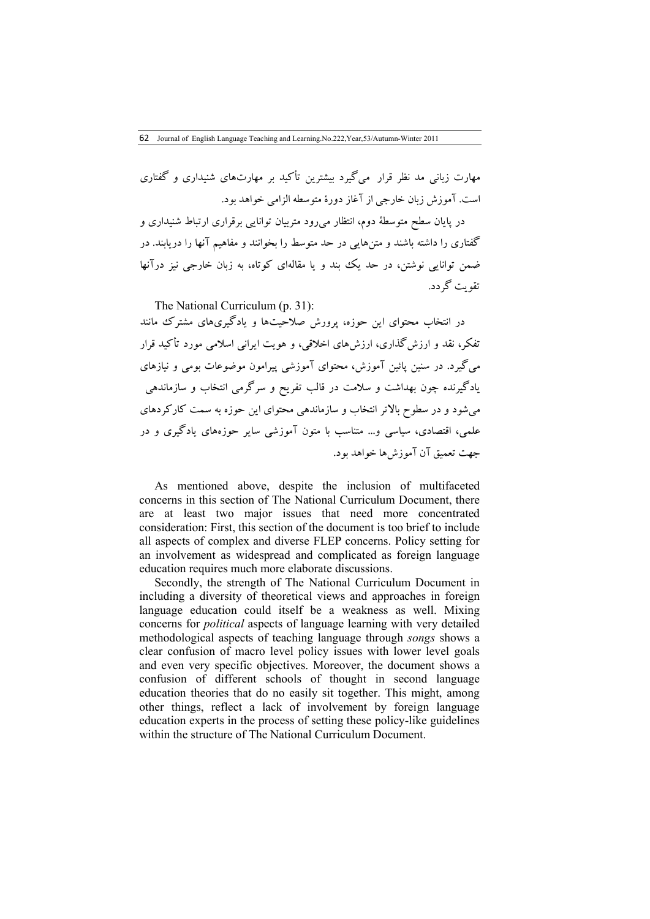مهارت زبانی مد نظر قرار می‌گیرد بیشترین تأکید بر مهارت‌های شنیداری و گفتاری است. آموزش زبان خارجی از آغاز دورهٔ متوسطه الزامی خواهد بود.

در پایان سطح متوسطهٔ دوم، انتظار می‌رود متربیان توانایی برقراری ارتباط شنیداری و گفتاری را داشته باشند و متن‌هایی در حد متوسط را بخوانند و مفاهیم آنها را دریابند. در ضمن توانایی نوشتن، در حد یک بند و یا مقاله‌ای کوتاه، به زبان خارجی نیز درآنها تقویت گردد.

The National Curriculum (p. 31):

در انتخاب محتوای این حوزه، پرورش صلاحیت‌ها و یادگیری‌های مشترک مانند تفکر، نقد و ارزش‌گذاری، ارزش‌های اخلاقی، و هویت ایرانی اسلامی مورد تأکید قرار می‌گیرد. در سنین پائین آموزش، محتوای آموزشی پیرامون موضوعات بومی و نیازهای یادگیرنده چون بهداشت و سلامت در قالب تفریح و سرگرمی انتخاب و سازماندهی می‌شود و در سطوح بالاتر انتخاب و سازماندهی محتوای این حوزه به سمت کارکردهای علمی، اقتصادی، سیاسی و... متناسب با متون آموزشی سایر حوزه‌های یادگیری و در جهت تعمیق آن آموزش‌ها خواهد بود.

As mentioned above, despite the inclusion of multifaceted concerns in this section of The National Curriculum Document, there are at least two major issues that need more concentrated consideration: First, this section of the document is too brief to include all aspects of complex and diverse FLEP concerns. Policy setting for an involvement as widespread and complicated as foreign language education requires much more elaborate discussions.

Secondly, the strength of The National Curriculum Document in including a diversity of theoretical views and approaches in foreign language education could itself be a weakness as well. Mixing concerns for *political* aspects of language learning with very detailed methodological aspects of teaching language through *songs* shows a clear confusion of macro level policy issues with lower level goals and even very specific objectives. Moreover, the document shows a confusion of different schools of thought in second language education theories that do no easily sit together. This might, among other things, reflect a lack of involvement by foreign language education experts in the process of setting these policy-like guidelines within the structure of The National Curriculum Document.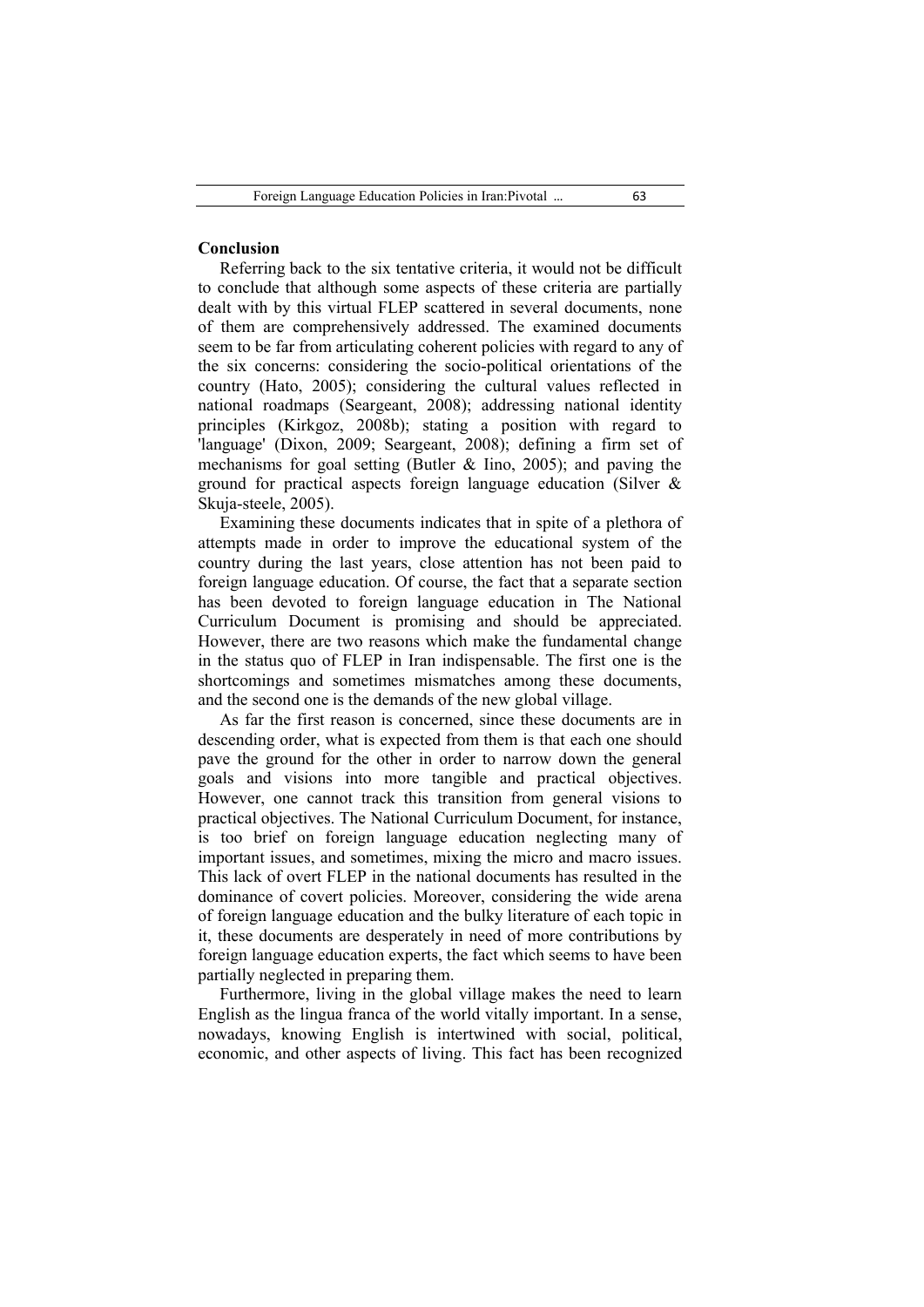## Conclusion

Referring back to the six tentative criteria, it would not be difficult to conclude that although some aspects of these criteria are partially dealt with by this virtual FLEP scattered in several documents, none of them are comprehensively addressed. The examined documents seem to be far from articulating coherent policies with regard to any of the six concerns: considering the socio-political orientations of the country (Hato, 2005); considering the cultural values reflected in national roadmaps (Seargeant, 2008); addressing national identity principles (Kirkgoz, 2008b); stating a position with regard to 'language' (Dixon, 2009; Seargeant, 2008); defining a firm set of mechanisms for goal setting (Butler & Iino, 2005); and paving the ground for practical aspects foreign language education (Silver & Skuja-steele, 2005).

Examining these documents indicates that in spite of a plethora of attempts made in order to improve the educational system of the country during the last years, close attention has not been paid to foreign language education. Of course, the fact that a separate section has been devoted to foreign language education in The National Curriculum Document is promising and should be appreciated. However, there are two reasons which make the fundamental change in the status quo of FLEP in Iran indispensable. The first one is the shortcomings and sometimes mismatches among these documents, and the second one is the demands of the new global village.

As far the first reason is concerned, since these documents are in descending order, what is expected from them is that each one should pave the ground for the other in order to narrow down the general goals and visions into more tangible and practical objectives. However, one cannot track this transition from general visions to practical objectives. The National Curriculum Document, for instance, is too brief on foreign language education neglecting many of important issues, and sometimes, mixing the micro and macro issues. This lack of overt FLEP in the national documents has resulted in the dominance of covert policies. Moreover, considering the wide arena of foreign language education and the bulky literature of each topic in it, these documents are desperately in need of more contributions by foreign language education experts, the fact which seems to have been partially neglected in preparing them.

Furthermore, living in the global village makes the need to learn English as the lingua franca of the world vitally important. In a sense, nowadays, knowing English is intertwined with social, political, economic, and other aspects of living. This fact has been recognized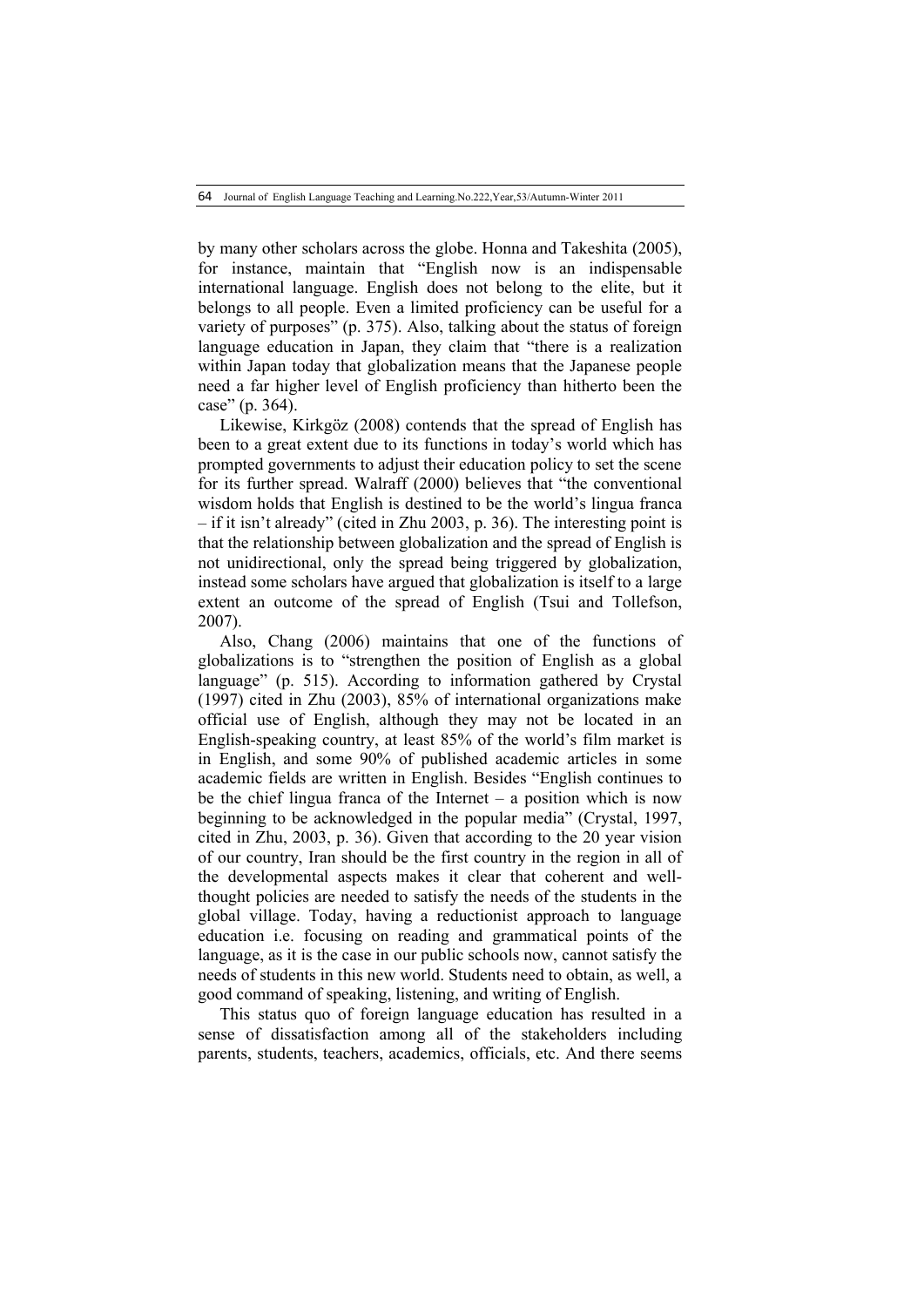by many other scholars across the globe. Honna and Takeshita (2005), for instance, maintain that "English now is an indispensable international language. English does not belong to the elite, but it belongs to all people. Even a limited proficiency can be useful for a variety of purposes" (p. 375). Also, talking about the status of foreign language education in Japan, they claim that "there is a realization within Japan today that globalization means that the Japanese people need a far higher level of English proficiency than hitherto been the case" (p. 364).

Likewise, Kirkgöz (2008) contends that the spread of English has been to a great extent due to its functions in today's world which has prompted governments to adjust their education policy to set the scene for its further spread. Walraff (2000) believes that "the conventional wisdom holds that English is destined to be the world's lingua franca – if it isn't already" (cited in Zhu 2003, p. 36). The interesting point is that the relationship between globalization and the spread of English is not unidirectional, only the spread being triggered by globalization, instead some scholars have argued that globalization is itself to a large extent an outcome of the spread of English (Tsui and Tollefson, 2007).

Also, Chang (2006) maintains that one of the functions of globalizations is to "strengthen the position of English as a global language" (p. 515). According to information gathered by Crystal (1997) cited in Zhu (2003), 85% of international organizations make official use of English, although they may not be located in an English-speaking country, at least 85% of the world's film market is in English, and some 90% of published academic articles in some academic fields are written in English. Besides "English continues to be the chief lingua franca of the Internet – a position which is now beginning to be acknowledged in the popular media" (Crystal, 1997, cited in Zhu, 2003, p. 36). Given that according to the 20 year vision of our country, Iran should be the first country in the region in all of the developmental aspects makes it clear that coherent and well-thought policies are needed to satisfy the needs of the students in the global village. Today, having a reductionist approach to language education i.e. focusing on reading and grammatical points of the language, as it is the case in our public schools now, cannot satisfy the needs of students in this new world. Students need to obtain, as well, a good command of speaking, listening, and writing of English.

This status quo of foreign language education has resulted in a sense of dissatisfaction among all of the stakeholders including parents, students, teachers, academics, officials, etc. And there seems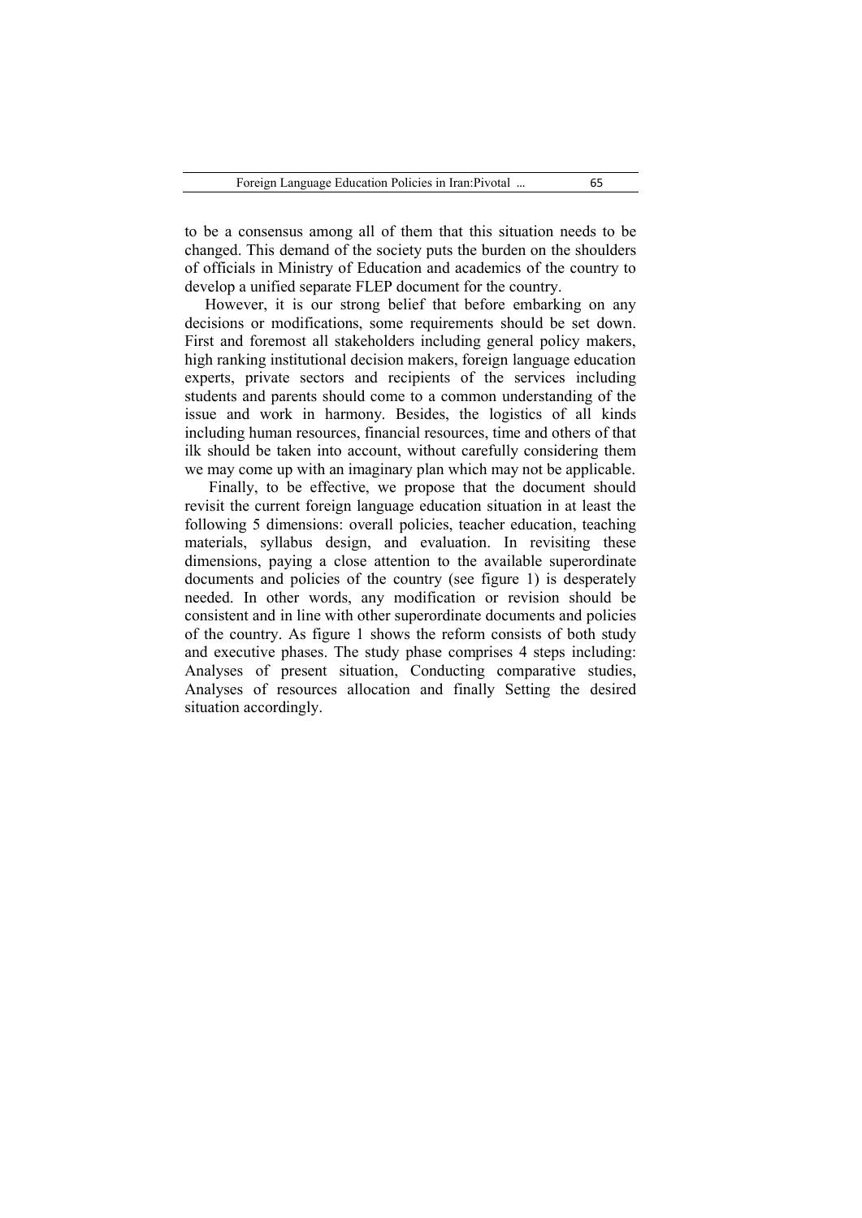to be a consensus among all of them that this situation needs to be changed. This demand of the society puts the burden on the shoulders of officials in Ministry of Education and academics of the country to develop a unified separate FLEP document for the country.

However, it is our strong belief that before embarking on any decisions or modifications, some requirements should be set down. First and foremost all stakeholders including general policy makers, high ranking institutional decision makers, foreign language education experts, private sectors and recipients of the services including students and parents should come to a common understanding of the issue and work in harmony. Besides, the logistics of all kinds including human resources, financial resources, time and others of that ilk should be taken into account, without carefully considering them we may come up with an imaginary plan which may not be applicable.

Finally, to be effective, we propose that the document should revisit the current foreign language education situation in at least the following 5 dimensions: overall policies, teacher education, teaching materials, syllabus design, and evaluation. In revisiting these dimensions, paying a close attention to the available superordinate documents and policies of the country (see figure 1) is desperately needed. In other words, any modification or revision should be consistent and in line with other superordinate documents and policies of the country. As figure 1 shows the reform consists of both study and executive phases. The study phase comprises 4 steps including: Analyses of present situation, Conducting comparative studies, Analyses of resources allocation and finally Setting the desired situation accordingly.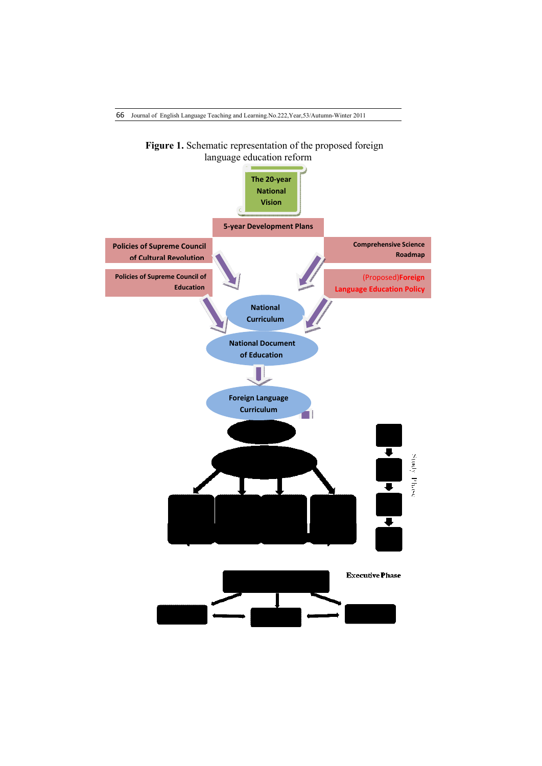**Figure 1.** Schematic representation of the proposed foreign language education reform

The 20-year National Vision

5-year Development Plans

Policies of Supreme Council of Cultural Revolution

Comprehensive Science Roadmap

Policies of Supreme Council of Education

(Proposed)Foreign Language Education Policy

National Curriculum

National Document of Education

Foreign Language Curriculum

Study Phase

Executive Phase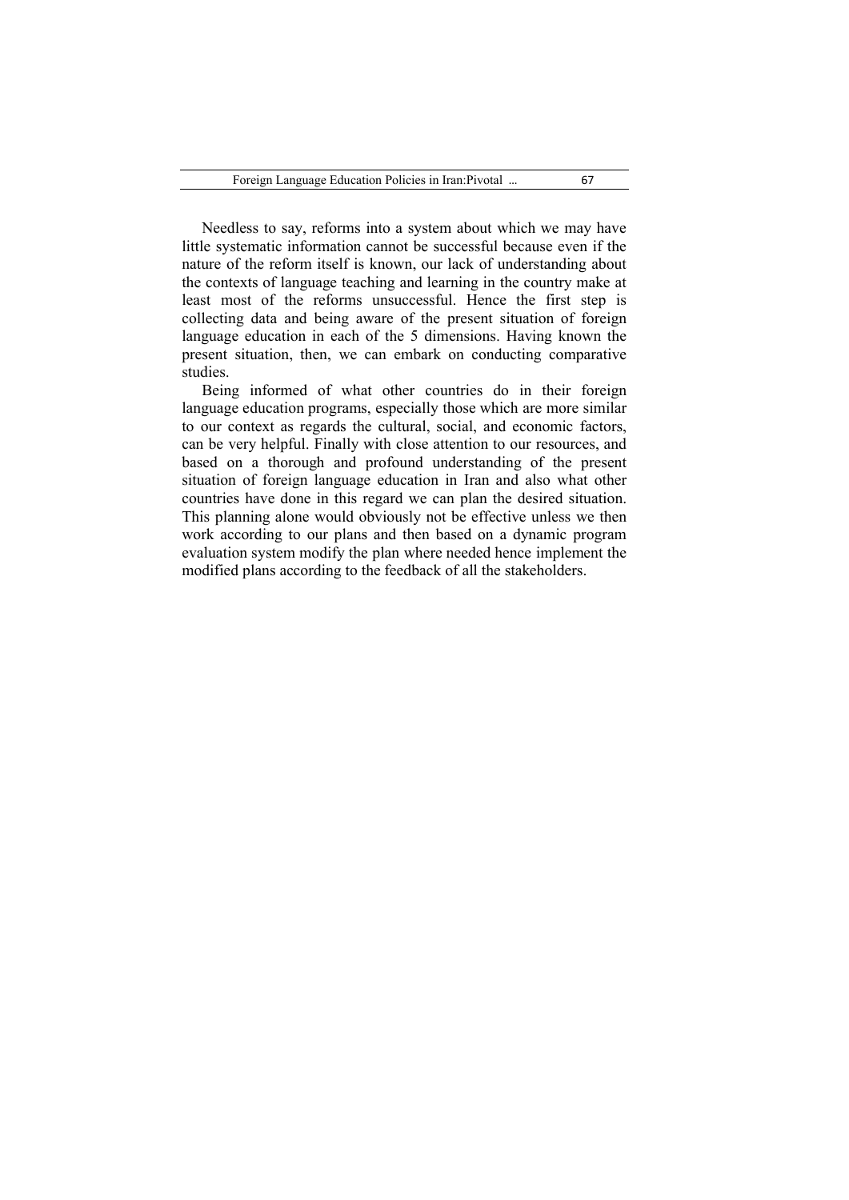Needless to say, reforms into a system about which we may have little systematic information cannot be successful because even if the nature of the reform itself is known, our lack of understanding about the contexts of language teaching and learning in the country make at least most of the reforms unsuccessful. Hence the first step is collecting data and being aware of the present situation of foreign language education in each of the 5 dimensions. Having known the present situation, then, we can embark on conducting comparative studies.

Being informed of what other countries do in their foreign language education programs, especially those which are more similar to our context as regards the cultural, social, and economic factors, can be very helpful. Finally with close attention to our resources, and based on a thorough and profound understanding of the present situation of foreign language education in Iran and also what other countries have done in this regard we can plan the desired situation. This planning alone would obviously not be effective unless we then work according to our plans and then based on a dynamic program evaluation system modify the plan where needed hence implement the modified plans according to the feedback of all the stakeholders.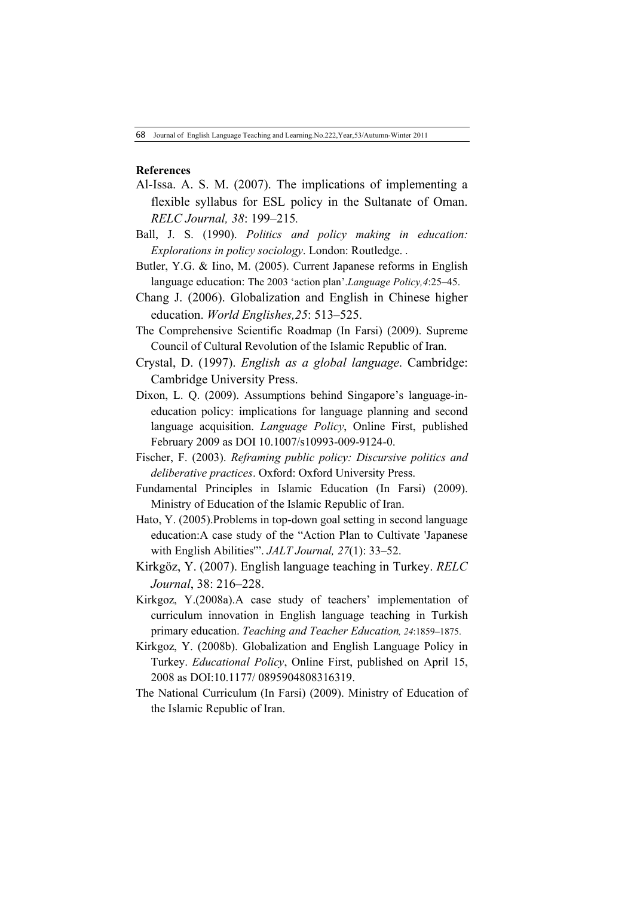**References**

Al-Issa. A. S. M. (2007). The implications of implementing a flexible syllabus for ESL policy in the Sultanate of Oman. *RELC Journal, 38*: 199–215*.*

Ball, J. S. (1990). *Politics and policy making in education: Explorations in policy sociology*. London: Routledge. .

Butler, Y.G. & Iino, M. (2005). Current Japanese reforms in English language education: The 2003 'action plan'.*Language Policy,4*:25–45.

Chang J. (2006). Globalization and English in Chinese higher education. *World Englishes,25*: 513–525.

The Comprehensive Scientific Roadmap (In Farsi) (2009). Supreme Council of Cultural Revolution of the Islamic Republic of Iran.

Crystal, D. (1997). *English as a global language*. Cambridge: Cambridge University Press.

Dixon, L. Q. (2009). Assumptions behind Singapore's language-in-education policy: implications for language planning and second language acquisition. *Language Policy*, Online First, published February 2009 as DOI 10.1007/s10993-009-9124-0.

Fischer, F. (2003). *Reframing public policy: Discursive politics and deliberative practices*. Oxford: Oxford University Press.

Fundamental Principles in Islamic Education (In Farsi) (2009). Ministry of Education of the Islamic Republic of Iran.

Hato, Y. (2005).Problems in top-down goal setting in second language education:A case study of the "Action Plan to Cultivate 'Japanese with English Abilities'". *JALT Journal, 27*(1): 33–52.

Kirkgöz, Y. (2007). English language teaching in Turkey. *RELC Journal*, 38: 216–228.

Kirkgoz, Y.(2008a).A case study of teachers' implementation of curriculum innovation in English language teaching in Turkish primary education. *Teaching and Teacher Education, 24*:1859–1875.

Kirkgoz, Y. (2008b). Globalization and English Language Policy in Turkey. *Educational Policy*, Online First, published on April 15, 2008 as DOI:10.1177/ 0895904808316319.

The National Curriculum (In Farsi) (2009). Ministry of Education of the Islamic Republic of Iran.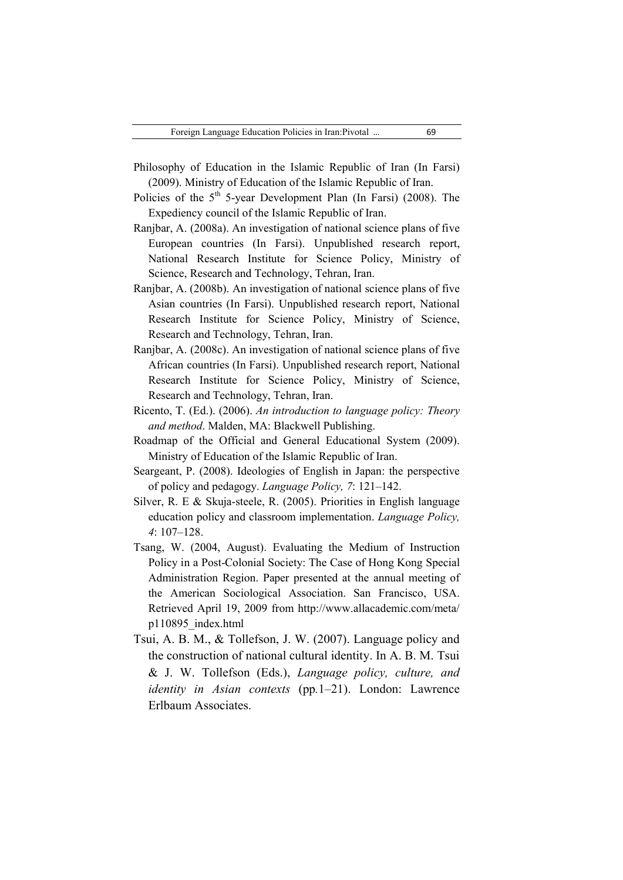Philosophy of Education in the Islamic Republic of Iran (In Farsi) (2009). Ministry of Education of the Islamic Republic of Iran.

Policies of the 5th 5-year Development Plan (In Farsi) (2008). The Expediency council of the Islamic Republic of Iran.

Ranjbar, A. (2008a). An investigation of national science plans of five European countries (In Farsi). Unpublished research report, National Research Institute for Science Policy, Ministry of Science, Research and Technology, Tehran, Iran.

Ranjbar, A. (2008b). An investigation of national science plans of five Asian countries (In Farsi). Unpublished research report, National Research Institute for Science Policy, Ministry of Science, Research and Technology, Tehran, Iran.

Ranjbar, A. (2008c). An investigation of national science plans of five African countries (In Farsi). Unpublished research report, National Research Institute for Science Policy, Ministry of Science, Research and Technology, Tehran, Iran.

Ricento, T. (Ed.). (2006). *An introduction to language policy: Theory and method*. Malden, MA: Blackwell Publishing.

Roadmap of the Official and General Educational System (2009). Ministry of Education of the Islamic Republic of Iran.

Seargeant, P. (2008). Ideologies of English in Japan: the perspective of policy and pedagogy. *Language Policy, 7*: 121–142.

Silver, R. E & Skuja-steele, R. (2005). Priorities in English language education policy and classroom implementation. *Language Policy, 4*: 107–128.

Tsang, W. (2004, August). Evaluating the Medium of Instruction Policy in a Post-Colonial Society: The Case of Hong Kong Special Administration Region. Paper presented at the annual meeting of the American Sociological Association. San Francisco, USA. Retrieved April 19, 2009 from http://www.allacademic.com/meta/p110895_index.html

Tsui, A. B. M., & Tollefson, J. W. (2007). Language policy and the construction of national cultural identity. In A. B. M. Tsui & J. W. Tollefson (Eds.), *Language policy, culture, and identity in Asian contexts* (pp.1–21). London: Lawrence Erlbaum Associates.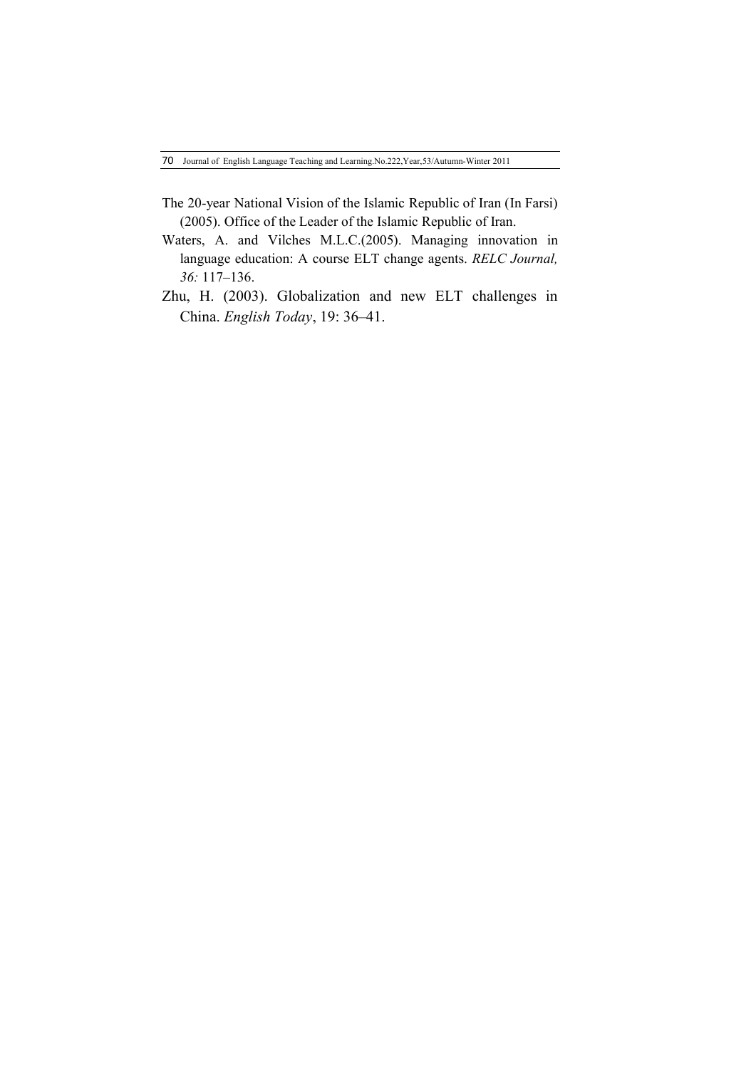The 20-year National Vision of the Islamic Republic of Iran (In Farsi) (2005). Office of the Leader of the Islamic Republic of Iran.

Waters, A. and Vilches M.L.C.(2005). Managing innovation in language education: A course ELT change agents. *RELC Journal, 36:* 117–136.

Zhu, H. (2003). Globalization and new ELT challenges in China. *English Today*, 19: 36–41.